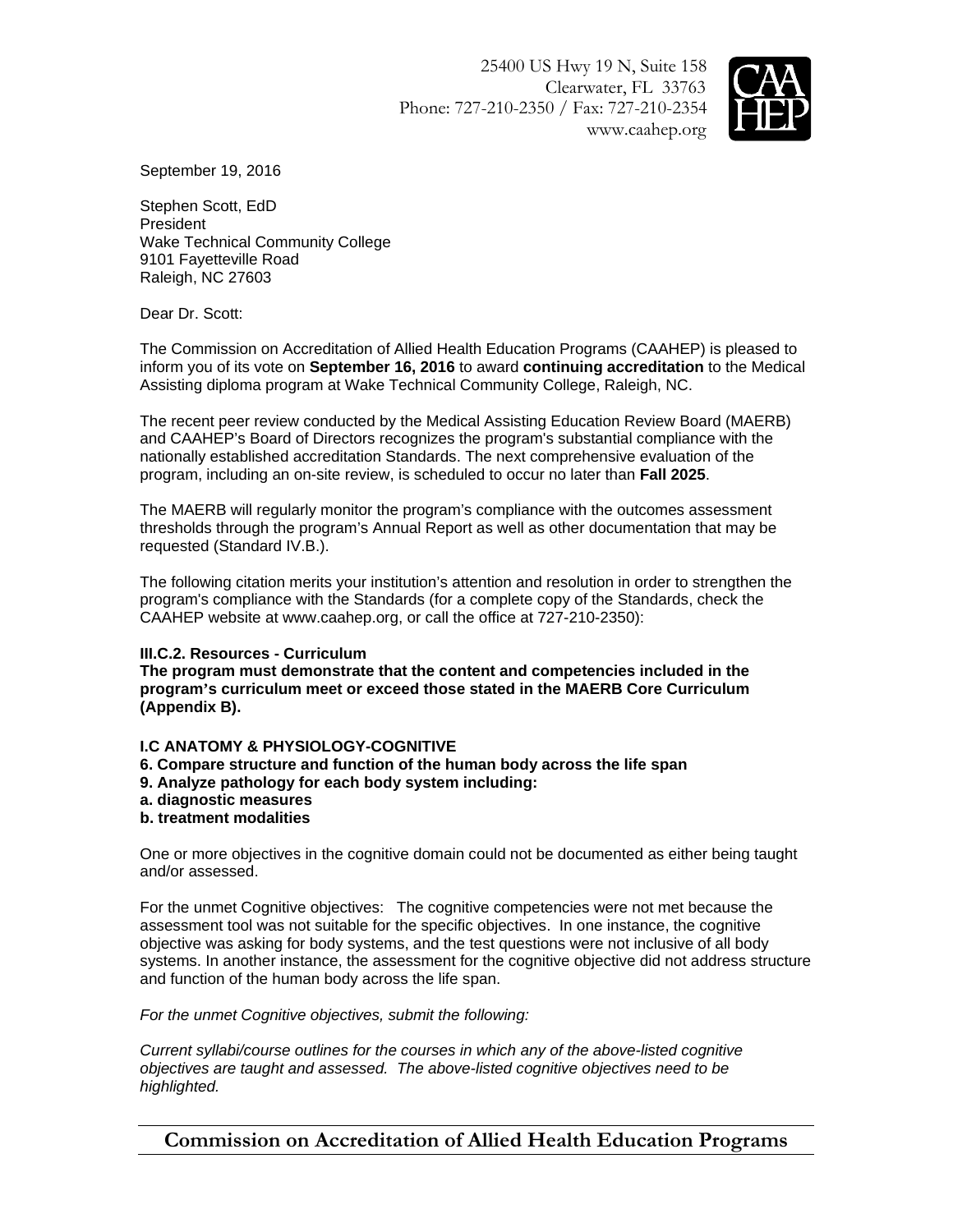25400 US Hwy 19 N, Suite 158
Clearwater, FL 33763
Phone: 727-210-2350 / Fax: 727-210-2354
www.caahep.org

September 19, 2016

Stephen Scott, EdD
President
Wake Technical Community College
9101 Fayetteville Road
Raleigh, NC 27603

Dear Dr. Scott:

The Commission on Accreditation of Allied Health Education Programs (CAAHEP) is pleased to inform you of its vote on **September 16, 2016** to award **continuing accreditation** to the Medical Assisting diploma program at Wake Technical Community College, Raleigh, NC.

The recent peer review conducted by the Medical Assisting Education Review Board (MAERB) and CAAHEP's Board of Directors recognizes the program's substantial compliance with the nationally established accreditation Standards. The next comprehensive evaluation of the program, including an on-site review, is scheduled to occur no later than **Fall 2025**.

The MAERB will regularly monitor the program's compliance with the outcomes assessment thresholds through the program's Annual Report as well as other documentation that may be requested (Standard IV.B.).

The following citation merits your institution's attention and resolution in order to strengthen the program's compliance with the Standards (for a complete copy of the Standards, check the CAAHEP website at www.caahep.org, or call the office at 727-210-2350):

**III.C.2. Resources - Curriculum**
**The program must demonstrate that the content and competencies included in the program's curriculum meet or exceed those stated in the MAERB Core Curriculum (Appendix B).**

**I.C ANATOMY & PHYSIOLOGY-COGNITIVE**
**6. Compare structure and function of the human body across the life span**
**9. Analyze pathology for each body system including:**
**a. diagnostic measures**
**b. treatment modalities**

One or more objectives in the cognitive domain could not be documented as either being taught and/or assessed.

For the unmet Cognitive objectives: The cognitive competencies were not met because the assessment tool was not suitable for the specific objectives. In one instance, the cognitive objective was asking for body systems, and the test questions were not inclusive of all body systems. In another instance, the assessment for the cognitive objective did not address structure and function of the human body across the life span.

*For the unmet Cognitive objectives, submit the following:*

*Current syllabi/course outlines for the courses in which any of the above-listed cognitive objectives are taught and assessed. The above-listed cognitive objectives need to be highlighted.*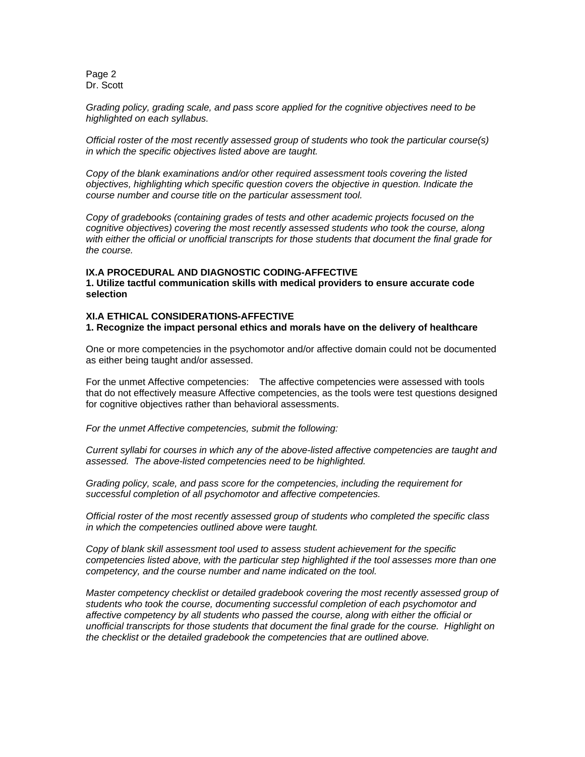*Grading policy, grading scale, and pass score applied for the cognitive objectives need to be highlighted on each syllabus.*

*Official roster of the most recently assessed group of students who took the particular course(s) in which the specific objectives listed above are taught.*

*Copy of the blank examinations and/or other required assessment tools covering the listed objectives, highlighting which specific question covers the objective in question. Indicate the course number and course title on the particular assessment tool.*

*Copy of gradebooks (containing grades of tests and other academic projects focused on the cognitive objectives) covering the most recently assessed students who took the course, along with either the official or unofficial transcripts for those students that document the final grade for the course.*

**IX.A PROCEDURAL AND DIAGNOSTIC CODING-AFFECTIVE**
**1. Utilize tactful communication skills with medical providers to ensure accurate code selection**

**XI.A ETHICAL CONSIDERATIONS-AFFECTIVE**
**1. Recognize the impact personal ethics and morals have on the delivery of healthcare**

One or more competencies in the psychomotor and/or affective domain could not be documented as either being taught and/or assessed.

For the unmet Affective competencies: The affective competencies were assessed with tools that do not effectively measure Affective competencies, as the tools were test questions designed for cognitive objectives rather than behavioral assessments.

*For the unmet Affective competencies, submit the following:*

*Current syllabi for courses in which any of the above-listed affective competencies are taught and assessed. The above-listed competencies need to be highlighted.*

*Grading policy, scale, and pass score for the competencies, including the requirement for successful completion of all psychomotor and affective competencies.*

*Official roster of the most recently assessed group of students who completed the specific class in which the competencies outlined above were taught.*

*Copy of blank skill assessment tool used to assess student achievement for the specific competencies listed above, with the particular step highlighted if the tool assesses more than one competency, and the course number and name indicated on the tool.*

*Master competency checklist or detailed gradebook covering the most recently assessed group of students who took the course, documenting successful completion of each psychomotor and affective competency by all students who passed the course, along with either the official or unofficial transcripts for those students that document the final grade for the course. Highlight on the checklist or the detailed gradebook the competencies that are outlined above.*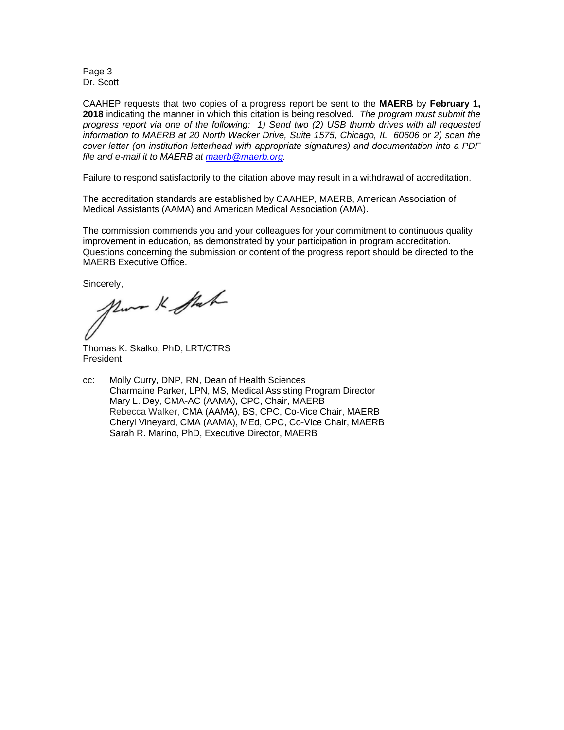CAAHEP requests that two copies of a progress report be sent to the **MAERB** by **February 1, 2018** indicating the manner in which this citation is being resolved. *The program must submit the progress report via one of the following: 1) Send two (2) USB thumb drives with all requested information to MAERB at 20 North Wacker Drive, Suite 1575, Chicago, IL 60606 or 2) scan the cover letter (on institution letterhead with appropriate signatures) and documentation into a PDF file and e-mail it to MAERB at maerb@maerb.org.*

Failure to respond satisfactorily to the citation above may result in a withdrawal of accreditation.

The accreditation standards are established by CAAHEP, MAERB, American Association of Medical Assistants (AAMA) and American Medical Association (AMA).

The commission commends you and your colleagues for your commitment to continuous quality improvement in education, as demonstrated by your participation in program accreditation. Questions concerning the submission or content of the progress report should be directed to the MAERB Executive Office.

Sincerely,

Thomas K. Skalko, PhD, LRT/CTRS
President

cc: Molly Curry, DNP, RN, Dean of Health Sciences
Charmaine Parker, LPN, MS, Medical Assisting Program Director
Mary L. Dey, CMA-AC (AAMA), CPC, Chair, MAERB
Rebecca Walker, CMA (AAMA), BS, CPC, Co-Vice Chair, MAERB
Cheryl Vineyard, CMA (AAMA), MEd, CPC, Co-Vice Chair, MAERB
Sarah R. Marino, PhD, Executive Director, MAERB